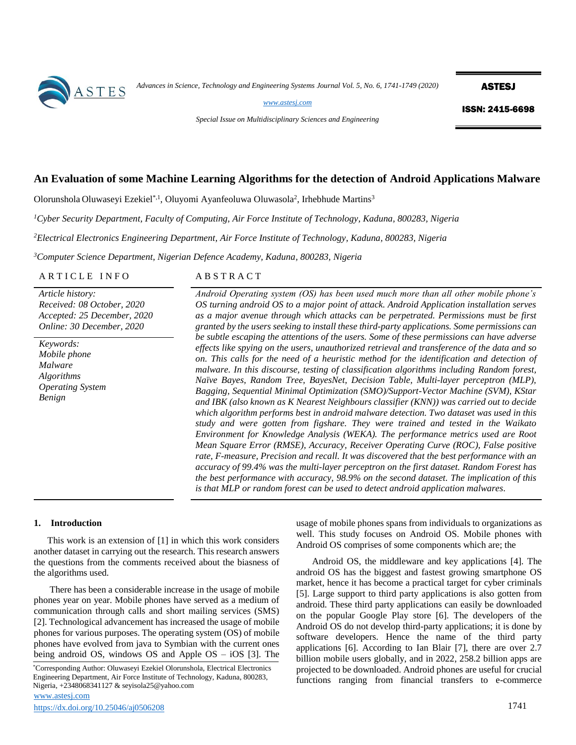# An Evaluation of some Machine Learning Algorithms for the detection of Android Applications Malware

Olorunshola Oluwaseyi Ezekiel[*,1], Oluyomi Ayanfeoluwa Oluwasola[2], Irhebhude Martins[3]

[1]*Cyber Security Department, Faculty of Computing, Air Force Institute of Technology, Kaduna, 800283, Nigeria*

[2]*Electrical Electronics Engineering Department, Air Force Institute of Technology, Kaduna, 800283, Nigeria*

[3]*Computer Science Department, Nigerian Defence Academy, Kaduna, 800283, Nigeria*

**ARTICLE INFO**

*Article history:*
*Received: 08 October, 2020*
*Accepted: 25 December, 2020*
*Online: 30 December, 2020*

*Keywords:*
*Mobile phone*
*Malware*
*Algorithms*
*Operating System*
*Benign*

**ABSTRACT**

*Android Operating system (OS) has been used much more than all other mobile phone's OS turning android OS to a major point of attack. Android Application installation serves as a major avenue through which attacks can be perpetrated. Permissions must be first granted by the users seeking to install these third-party applications. Some permissions can be subtle escaping the attentions of the users. Some of these permissions can have adverse effects like spying on the users, unauthorized retrieval and transference of the data and so on. This calls for the need of a heuristic method for the identification and detection of malware. In this discourse, testing of classification algorithms including Random forest, Naïve Bayes, Random Tree, BayesNet, Decision Table, Multi-layer perceptron (MLP), Bagging, Sequential Minimal Optimization (SMO)/Support-Vector Machine (SVM), KStar and IBK (also known as K Nearest Neighbours classifier (KNN)) was carried out to decide which algorithm performs best in android malware detection. Two dataset was used in this study and were gotten from figshare. They were trained and tested in the Waikato Environment for Knowledge Analysis (WEKA). The performance metrics used are Root Mean Square Error (RMSE), Accuracy, Receiver Operating Curve (ROC), False positive rate, F-measure, Precision and recall. It was discovered that the best performance with an accuracy of 99.4% was the multi-layer perceptron on the first dataset. Random Forest has the best performance with accuracy, 98.9% on the second dataset. The implication of this is that MLP or random forest can be used to detect android application malwares.*

## 1. Introduction

This work is an extension of [1] in which this work considers another dataset in carrying out the research. This research answers the questions from the comments received about the biasness of the algorithms used.

There has been a considerable increase in the usage of mobile phones year on year. Mobile phones have served as a medium of communication through calls and short mailing services (SMS) [2]. Technological advancement has increased the usage of mobile phones for various purposes. The operating system (OS) of mobile phones have evolved from java to Symbian with the current ones being android OS, windows OS and Apple OS – iOS [3]. The usage of mobile phones spans from individuals to organizations as well. This study focuses on Android OS. Mobile phones with Android OS comprises of some components which are; the

Android OS, the middleware and key applications [4]. The android OS has the biggest and fastest growing smartphone OS market, hence it has become a practical target for cyber criminals [5]. Large support to third party applications is also gotten from android. These third party applications can easily be downloaded on the popular Google Play store [6]. The developers of the Android OS do not develop third-party applications; it is done by software developers. Hence the name of the third party applications [6]. According to Ian Blair [7], there are over 2.7 billion mobile users globally, and in 2022, 258.2 billion apps are projected to be downloaded. Android phones are useful for crucial functions ranging from financial transfers to e-commerce

*Corresponding Author: Oluwaseyi Ezekiel Olorunshola, Electrical Electronics Engineering Department, Air Force Institute of Technology, Kaduna, 800283, Nigeria, +2348068341127 & seyisola25@yahoo.com

www.astesj.com

https://dx.doi.org/10.25046/aj0506208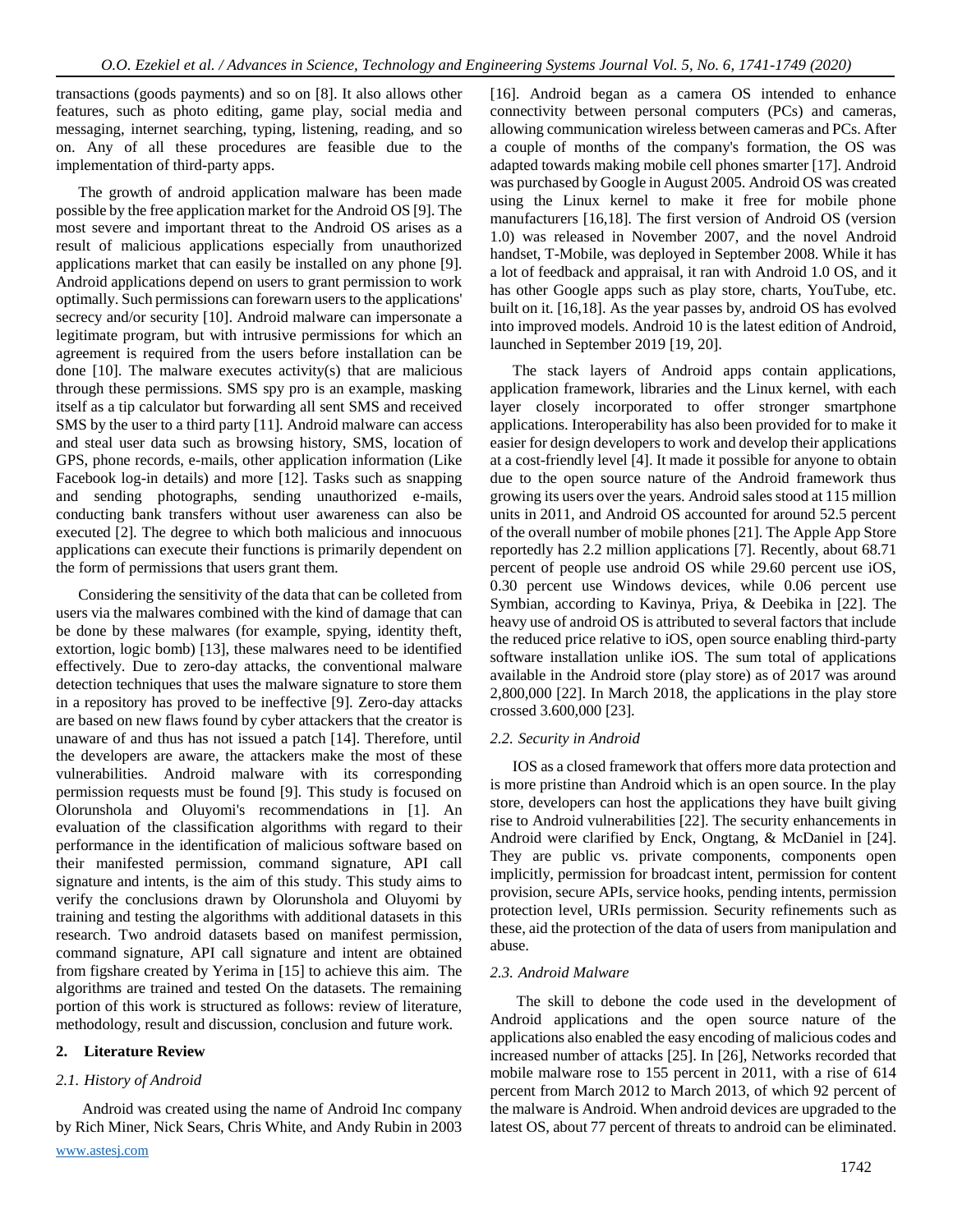transactions (goods payments) and so on [8]. It also allows other features, such as photo editing, game play, social media and messaging, internet searching, typing, listening, reading, and so on. Any of all these procedures are feasible due to the implementation of third-party apps.

The growth of android application malware has been made possible by the free application market for the Android OS [9]. The most severe and important threat to the Android OS arises as a result of malicious applications especially from unauthorized applications market that can easily be installed on any phone [9]. Android applications depend on users to grant permission to work optimally. Such permissions can forewarn users to the applications' secrecy and/or security [10]. Android malware can impersonate a legitimate program, but with intrusive permissions for which an agreement is required from the users before installation can be done [10]. The malware executes activity(s) that are malicious through these permissions. SMS spy pro is an example, masking itself as a tip calculator but forwarding all sent SMS and received SMS by the user to a third party [11]. Android malware can access and steal user data such as browsing history, SMS, location of GPS, phone records, e-mails, other application information (Like Facebook log-in details) and more [12]. Tasks such as snapping and sending photographs, sending unauthorized e-mails, conducting bank transfers without user awareness can also be executed [2]. The degree to which both malicious and innocuous applications can execute their functions is primarily dependent on the form of permissions that users grant them.

Considering the sensitivity of the data that can be colleted from users via the malwares combined with the kind of damage that can be done by these malwares (for example, spying, identity theft, extortion, logic bomb) [13], these malwares need to be identified effectively. Due to zero-day attacks, the conventional malware detection techniques that uses the malware signature to store them in a repository has proved to be ineffective [9]. Zero-day attacks are based on new flaws found by cyber attackers that the creator is unaware of and thus has not issued a patch [14]. Therefore, until the developers are aware, the attackers make the most of these vulnerabilities. Android malware with its corresponding permission requests must be found [9]. This study is focused on Olorunshola and Oluyomi's recommendations in [1]. An evaluation of the classification algorithms with regard to their performance in the identification of malicious software based on their manifested permission, command signature, API call signature and intents, is the aim of this study. This study aims to verify the conclusions drawn by Olorunshola and Oluyomi by training and testing the algorithms with additional datasets in this research. Two android datasets based on manifest permission, command signature, API call signature and intent are obtained from figshare created by Yerima in [15] to achieve this aim. The algorithms are trained and tested On the datasets. The remaining portion of this work is structured as follows: review of literature, methodology, result and discussion, conclusion and future work.

## 2. Literature Review

### 2.1. History of Android

Android was created using the name of Android Inc company by Rich Miner, Nick Sears, Chris White, and Andy Rubin in 2003 [16]. Android began as a camera OS intended to enhance connectivity between personal computers (PCs) and cameras, allowing communication wireless between cameras and PCs. After a couple of months of the company's formation, the OS was adapted towards making mobile cell phones smarter [17]. Android was purchased by Google in August 2005. Android OS was created using the Linux kernel to make it free for mobile phone manufacturers [16,18]. The first version of Android OS (version 1.0) was released in November 2007, and the novel Android handset, T-Mobile, was deployed in September 2008. While it has a lot of feedback and appraisal, it ran with Android 1.0 OS, and it has other Google apps such as play store, charts, YouTube, etc. built on it. [16,18]. As the year passes by, android OS has evolved into improved models. Android 10 is the latest edition of Android, launched in September 2019 [19, 20].

The stack layers of Android apps contain applications, application framework, libraries and the Linux kernel, with each layer closely incorporated to offer stronger smartphone applications. Interoperability has also been provided for to make it easier for design developers to work and develop their applications at a cost-friendly level [4]. It made it possible for anyone to obtain due to the open source nature of the Android framework thus growing its users over the years. Android sales stood at 115 million units in 2011, and Android OS accounted for around 52.5 percent of the overall number of mobile phones [21]. The Apple App Store reportedly has 2.2 million applications [7]. Recently, about 68.71 percent of people use android OS while 29.60 percent use iOS, 0.30 percent use Windows devices, while 0.06 percent use Symbian, according to Kavinya, Priya, & Deebika in [22]. The heavy use of android OS is attributed to several factors that include the reduced price relative to iOS, open source enabling third-party software installation unlike iOS. The sum total of applications available in the Android store (play store) as of 2017 was around 2,800,000 [22]. In March 2018, the applications in the play store crossed 3.600,000 [23].

### 2.2. Security in Android

IOS as a closed framework that offers more data protection and is more pristine than Android which is an open source. In the play store, developers can host the applications they have built giving rise to Android vulnerabilities [22]. The security enhancements in Android were clarified by Enck, Ongtang, & McDaniel in [24]. They are public vs. private components, components open implicitly, permission for broadcast intent, permission for content provision, secure APIs, service hooks, pending intents, permission protection level, URIs permission. Security refinements such as these, aid the protection of the data of users from manipulation and abuse.

### 2.3. Android Malware

The skill to debone the code used in the development of Android applications and the open source nature of the applications also enabled the easy encoding of malicious codes and increased number of attacks [25]. In [26], Networks recorded that mobile malware rose to 155 percent in 2011, with a rise of 614 percent from March 2012 to March 2013, of which 92 percent of the malware is Android. When android devices are upgraded to the latest OS, about 77 percent of threats to android can be eliminated.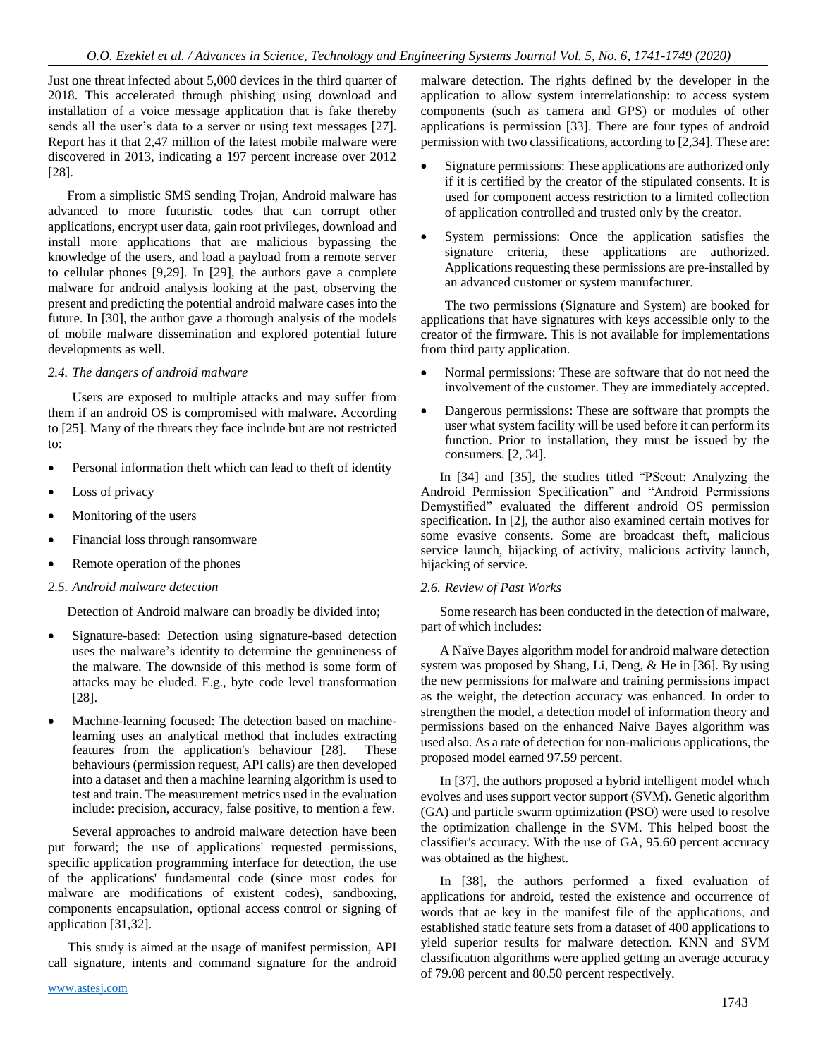Just one threat infected about 5,000 devices in the third quarter of 2018. This accelerated through phishing using download and installation of a voice message application that is fake thereby sends all the user's data to a server or using text messages [27]. Report has it that 2,47 million of the latest mobile malware were discovered in 2013, indicating a 197 percent increase over 2012 [28].

From a simplistic SMS sending Trojan, Android malware has advanced to more futuristic codes that can corrupt other applications, encrypt user data, gain root privileges, download and install more applications that are malicious bypassing the knowledge of the users, and load a payload from a remote server to cellular phones [9,29]. In [29], the authors gave a complete malware for android analysis looking at the past, observing the present and predicting the potential android malware cases into the future. In [30], the author gave a thorough analysis of the models of mobile malware dissemination and explored potential future developments as well.

### *2.4. The dangers of android malware*

Users are exposed to multiple attacks and may suffer from them if an android OS is compromised with malware. According to [25]. Many of the threats they face include but are not restricted to:

- Personal information theft which can lead to theft of identity
- Loss of privacy
- Monitoring of the users
- Financial loss through ransomware
- Remote operation of the phones

### *2.5. Android malware detection*

Detection of Android malware can broadly be divided into;

- Signature-based: Detection using signature-based detection uses the malware's identity to determine the genuineness of the malware. The downside of this method is some form of attacks may be eluded. E.g., byte code level transformation [28].
- Machine-learning focused: The detection based on machine-learning uses an analytical method that includes extracting features from the application's behaviour [28]. These behaviours (permission request, API calls) are then developed into a dataset and then a machine learning algorithm is used to test and train. The measurement metrics used in the evaluation include: precision, accuracy, false positive, to mention a few.

Several approaches to android malware detection have been put forward; the use of applications' requested permissions, specific application programming interface for detection, the use of the applications' fundamental code (since most codes for malware are modifications of existent codes), sandboxing, components encapsulation, optional access control or signing of application [31,32].

This study is aimed at the usage of manifest permission, API call signature, intents and command signature for the android malware detection. The rights defined by the developer in the application to allow system interrelationship: to access system components (such as camera and GPS) or modules of other applications is permission [33]. There are four types of android permission with two classifications, according to [2,34]. These are:

- Signature permissions: These applications are authorized only if it is certified by the creator of the stipulated consents. It is used for component access restriction to a limited collection of application controlled and trusted only by the creator.
- System permissions: Once the application satisfies the signature criteria, these applications are authorized. Applications requesting these permissions are pre-installed by an advanced customer or system manufacturer.

The two permissions (Signature and System) are booked for applications that have signatures with keys accessible only to the creator of the firmware. This is not available for implementations from third party application.

- Normal permissions: These are software that do not need the involvement of the customer. They are immediately accepted.
- Dangerous permissions: These are software that prompts the user what system facility will be used before it can perform its function. Prior to installation, they must be issued by the consumers. [2, 34].

In [34] and [35], the studies titled "PScout: Analyzing the Android Permission Specification" and "Android Permissions Demystified" evaluated the different android OS permission specification. In [2], the author also examined certain motives for some evasive consents. Some are broadcast theft, malicious service launch, hijacking of activity, malicious activity launch, hijacking of service.

### *2.6. Review of Past Works*

Some research has been conducted in the detection of malware, part of which includes:

A Naïve Bayes algorithm model for android malware detection system was proposed by Shang, Li, Deng, & He in [36]. By using the new permissions for malware and training permissions impact as the weight, the detection accuracy was enhanced. In order to strengthen the model, a detection model of information theory and permissions based on the enhanced Naive Bayes algorithm was used also. As a rate of detection for non-malicious applications, the proposed model earned 97.59 percent.

In [37], the authors proposed a hybrid intelligent model which evolves and uses support vector support (SVM). Genetic algorithm (GA) and particle swarm optimization (PSO) were used to resolve the optimization challenge in the SVM. This helped boost the classifier's accuracy. With the use of GA, 95.60 percent accuracy was obtained as the highest.

In [38], the authors performed a fixed evaluation of applications for android, tested the existence and occurrence of words that ae key in the manifest file of the applications, and established static feature sets from a dataset of 400 applications to yield superior results for malware detection. KNN and SVM classification algorithms were applied getting an average accuracy of 79.08 percent and 80.50 percent respectively.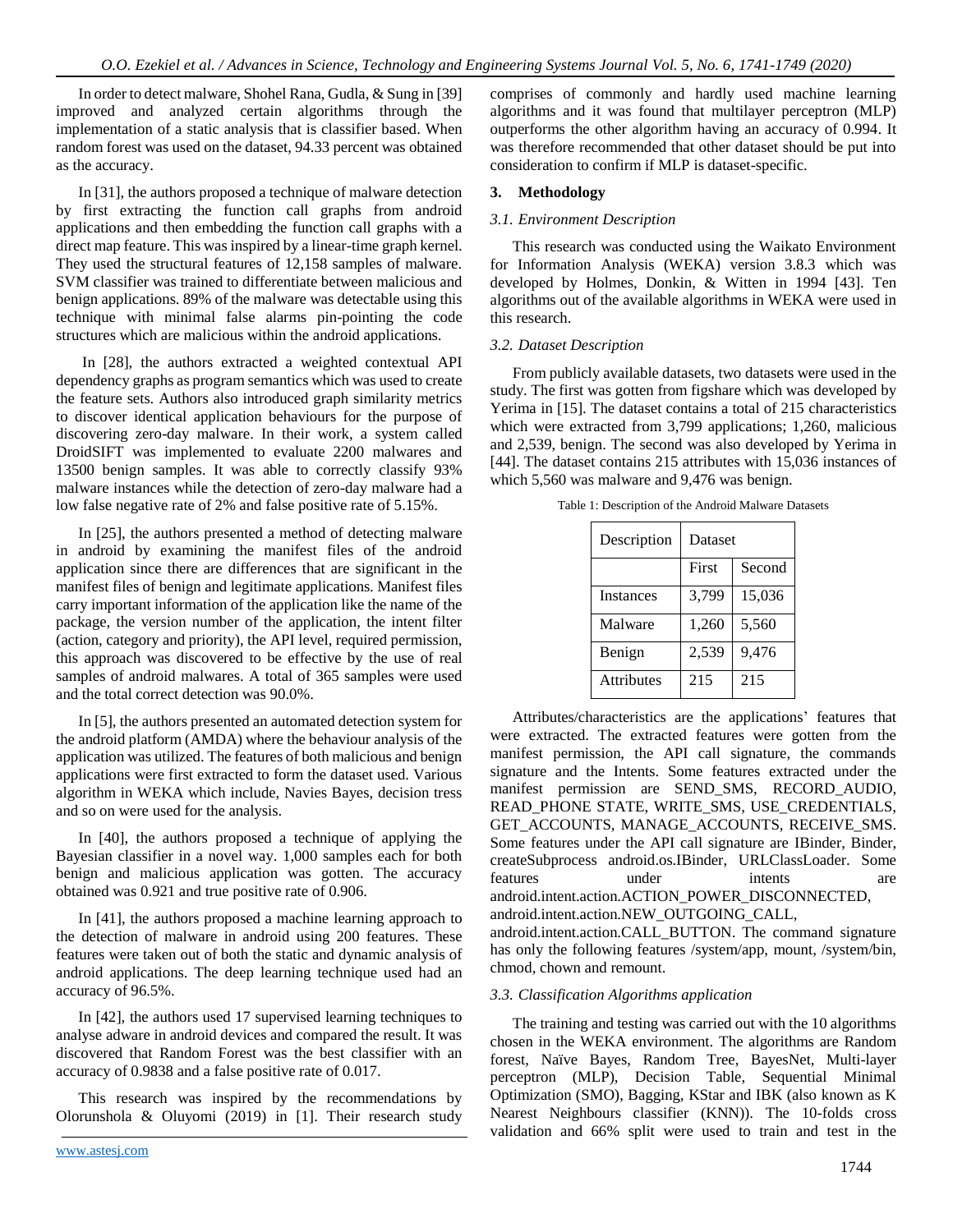In order to detect malware, Shohel Rana, Gudla, & Sung in [39] improved and analyzed certain algorithms through the implementation of a static analysis that is classifier based. When random forest was used on the dataset, 94.33 percent was obtained as the accuracy.

In [31], the authors proposed a technique of malware detection by first extracting the function call graphs from android applications and then embedding the function call graphs with a direct map feature. This was inspired by a linear-time graph kernel. They used the structural features of 12,158 samples of malware. SVM classifier was trained to differentiate between malicious and benign applications. 89% of the malware was detectable using this technique with minimal false alarms pin-pointing the code structures which are malicious within the android applications.

In [28], the authors extracted a weighted contextual API dependency graphs as program semantics which was used to create the feature sets. Authors also introduced graph similarity metrics to discover identical application behaviours for the purpose of discovering zero-day malware. In their work, a system called DroidSIFT was implemented to evaluate 2200 malwares and 13500 benign samples. It was able to correctly classify 93% malware instances while the detection of zero-day malware had a low false negative rate of 2% and false positive rate of 5.15%.

In [25], the authors presented a method of detecting malware in android by examining the manifest files of the android application since there are differences that are significant in the manifest files of benign and legitimate applications. Manifest files carry important information of the application like the name of the package, the version number of the application, the intent filter (action, category and priority), the API level, required permission, this approach was discovered to be effective by the use of real samples of android malwares. A total of 365 samples were used and the total correct detection was 90.0%.

In [5], the authors presented an automated detection system for the android platform (AMDA) where the behaviour analysis of the application was utilized. The features of both malicious and benign applications were first extracted to form the dataset used. Various algorithm in WEKA which include, Navies Bayes, decision tress and so on were used for the analysis.

In [40], the authors proposed a technique of applying the Bayesian classifier in a novel way. 1,000 samples each for both benign and malicious application was gotten. The accuracy obtained was 0.921 and true positive rate of 0.906.

In [41], the authors proposed a machine learning approach to the detection of malware in android using 200 features. These features were taken out of both the static and dynamic analysis of android applications. The deep learning technique used had an accuracy of 96.5%.

In [42], the authors used 17 supervised learning techniques to analyse adware in android devices and compared the result. It was discovered that Random Forest was the best classifier with an accuracy of 0.9838 and a false positive rate of 0.017.

This research was inspired by the recommendations by Olorunshola & Oluyomi (2019) in [1]. Their research study comprises of commonly and hardly used machine learning algorithms and it was found that multilayer perceptron (MLP) outperforms the other algorithm having an accuracy of 0.994. It was therefore recommended that other dataset should be put into consideration to confirm if MLP is dataset-specific.

## 3. Methodology

### *3.1. Environment Description*

This research was conducted using the Waikato Environment for Information Analysis (WEKA) version 3.8.3 which was developed by Holmes, Donkin, & Witten in 1994 [43]. Ten algorithms out of the available algorithms in WEKA were used in this research.

### *3.2. Dataset Description*

From publicly available datasets, two datasets were used in the study. The first was gotten from figshare which was developed by Yerima in [15]. The dataset contains a total of 215 characteristics which were extracted from 3,799 applications; 1,260, malicious and 2,539, benign. The second was also developed by Yerima in [44]. The dataset contains 215 attributes with 15,036 instances of which 5,560 was malware and 9,476 was benign.

Table 1: Description of the Android Malware Datasets

| Description | Dataset | |
|---|---|---|
| | First | Second |
| Instances | 3,799 | 15,036 |
| Malware | 1,260 | 5,560 |
| Benign | 2,539 | 9,476 |
| Attributes | 215 | 215 |

Attributes/characteristics are the applications' features that were extracted. The extracted features were gotten from the manifest permission, the API call signature, the commands signature and the Intents. Some features extracted under the manifest permission are SEND_SMS, RECORD_AUDIO, READ_PHONE STATE, WRITE_SMS, USE_CREDENTIALS, GET_ACCOUNTS, MANAGE_ACCOUNTS, RECEIVE_SMS. Some features under the API call signature are IBinder, Binder, createSubprocess android.os.IBinder, URLClassLoader. Some features under intents are android.intent.action.ACTION_POWER_DISCONNECTED, android.intent.action.NEW_OUTGOING_CALL, android.intent.action.CALL_BUTTON. The command signature has only the following features /system/app, mount, /system/bin, chmod, chown and remount.

### *3.3. Classification Algorithms application*

The training and testing was carried out with the 10 algorithms chosen in the WEKA environment. The algorithms are Random forest, Naïve Bayes, Random Tree, BayesNet, Multi-layer perceptron (MLP), Decision Table, Sequential Minimal Optimization (SMO), Bagging, KStar and IBK (also known as K Nearest Neighbours classifier (KNN)). The 10-folds cross validation and 66% split were used to train and test in the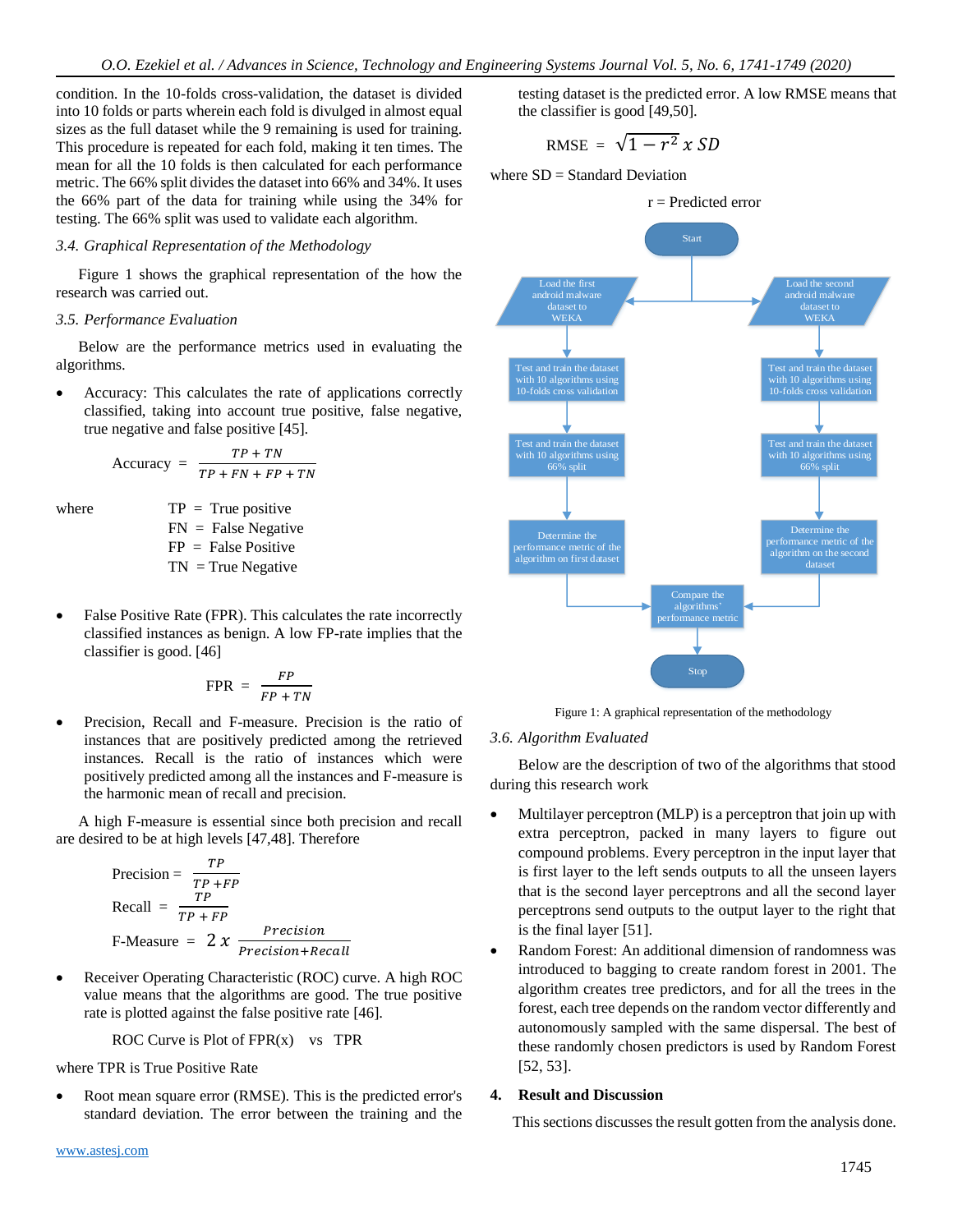condition. In the 10-folds cross-validation, the dataset is divided into 10 folds or parts wherein each fold is divulged in almost equal sizes as the full dataset while the 9 remaining is used for training. This procedure is repeated for each fold, making it ten times. The mean for all the 10 folds is then calculated for each performance metric. The 66% split divides the dataset into 66% and 34%. It uses the 66% part of the data for training while using the 34% for testing. The 66% split was used to validate each algorithm.

### *3.4. Graphical Representation of the Methodology*

Figure 1 shows the graphical representation of the how the research was carried out.

### *3.5. Performance Evaluation*

Below are the performance metrics used in evaluating the algorithms.

- Accuracy: This calculates the rate of applications correctly classified, taking into account true positive, false negative, true negative and false positive [45].

$$\text{Accuracy} = \frac{TP + TN}{TP + FN + FP + TN}$$

where TP = True positive
FN = False Negative
FP = False Positive
TN = True Negative

- False Positive Rate (FPR). This calculates the rate incorrectly classified instances as benign. A low FP-rate implies that the classifier is good. [46]

$$\text{FPR} = \frac{FP}{FP + TN}$$

- Precision, Recall and F-measure. Precision is the ratio of instances that are positively predicted among the retrieved instances. Recall is the ratio of instances which were positively predicted among all the instances and F-measure is the harmonic mean of recall and precision.

A high F-measure is essential since both precision and recall are desired to be at high levels [47,48]. Therefore

$$\text{Precision} = \frac{TP}{TP + FP}$$

$$\text{Recall} = \frac{TP}{TP + FP}$$

$$\text{F-Measure} = 2\,x\,\frac{Precision}{Precision + Recall}$$

- Receiver Operating Characteristic (ROC) curve. A high ROC value means that the algorithms are good. The true positive rate is plotted against the false positive rate [46].

ROC Curve is Plot of FPR(x) vs TPR

where TPR is True Positive Rate

- Root mean square error (RMSE). This is the predicted error's standard deviation. The error between the training and the testing dataset is the predicted error. A low RMSE means that the classifier is good [49,50].

$$\text{RMSE} = \sqrt{1 - r^2}\; x\; SD$$

where SD = Standard Deviation
r = Predicted error

Start → Load the first android malware dataset to WEKA / Load the second android malware dataset to WEKA → Test and train the dataset with 10 algorithms using 10-folds cross validation → Test and train the dataset with 10 algorithms using 66% split → Determine the performance metric of the algorithm on first dataset / Determine the performance metric of the algorithm on the second dataset → Compare the algorithms' performance metric → Stop

Figure 1: A graphical representation of the methodology

### *3.6. Algorithm Evaluated*

Below are the description of two of the algorithms that stood during this research work

- Multilayer perceptron (MLP) is a perceptron that join up with extra perceptron, packed in many layers to figure out compound problems. Every perceptron in the input layer that is first layer to the left sends outputs to all the unseen layers that is the second layer perceptrons and all the second layer perceptrons send outputs to the output layer to the right that is the final layer [51].
- Random Forest: An additional dimension of randomness was introduced to bagging to create random forest in 2001. The algorithm creates tree predictors, and for all the trees in the forest, each tree depends on the random vector differently and autonomously sampled with the same dispersal. The best of these randomly chosen predictors is used by Random Forest [52, 53].

## 4. Result and Discussion

This sections discusses the result gotten from the analysis done.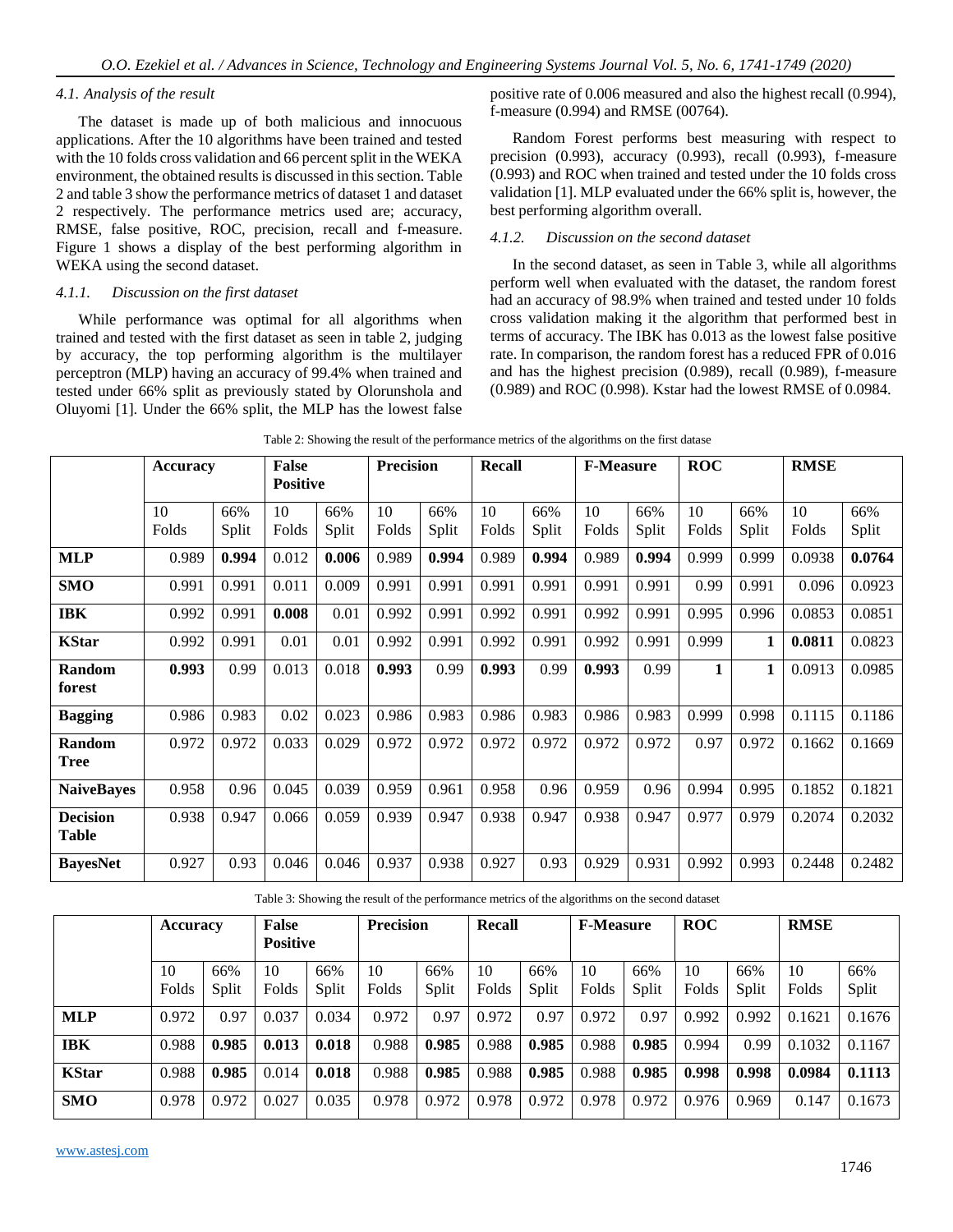### 4.1. Analysis of the result

The dataset is made up of both malicious and innocuous applications. After the 10 algorithms have been trained and tested with the 10 folds cross validation and 66 percent split in the WEKA environment, the obtained results is discussed in this section. Table 2 and table 3 show the performance metrics of dataset 1 and dataset 2 respectively. The performance metrics used are; accuracy, RMSE, false positive, ROC, precision, recall and f-measure. Figure 1 shows a display of the best performing algorithm in WEKA using the second dataset.

#### 4.1.1. Discussion on the first dataset

While performance was optimal for all algorithms when trained and tested with the first dataset as seen in table 2, judging by accuracy, the top performing algorithm is the multilayer perceptron (MLP) having an accuracy of 99.4% when trained and tested under 66% split as previously stated by Olorunshola and Oluyomi [1]. Under the 66% split, the MLP has the lowest false positive rate of 0.006 measured and also the highest recall (0.994), f-measure (0.994) and RMSE (00764).

Random Forest performs best measuring with respect to precision (0.993), accuracy (0.993), recall (0.993), f-measure (0.993) and ROC when trained and tested under the 10 folds cross validation [1]. MLP evaluated under the 66% split is, however, the best performing algorithm overall.

#### 4.1.2. Discussion on the second dataset

In the second dataset, as seen in Table 3, while all algorithms perform well when evaluated with the dataset, the random forest had an accuracy of 98.9% when trained and tested under 10 folds cross validation making it the algorithm that performed best in terms of accuracy. The IBK has 0.013 as the lowest false positive rate. In comparison, the random forest has a reduced FPR of 0.016 and has the highest precision (0.989), recall (0.989), f-measure (0.989) and ROC (0.998). Kstar had the lowest RMSE of 0.0984.

Table 2: Showing the result of the performance metrics of the algorithms on the first datase

| | Accuracy | | False Positive | | Precision | | Recall | | F-Measure | | ROC | | RMSE | |
|---|---|---|---|---|---|---|---|---|---|---|---|---|---|---|
| | 10 Folds | 66% Split | 10 Folds | 66% Split | 10 Folds | 66% Split | 10 Folds | 66% Split | 10 Folds | 66% Split | 10 Folds | 66% Split | 10 Folds | 66% Split |
| **MLP** | 0.989 | **0.994** | 0.012 | **0.006** | 0.989 | **0.994** | 0.989 | **0.994** | 0.989 | **0.994** | 0.999 | 0.999 | 0.0938 | **0.0764** |
| **SMO** | 0.991 | 0.991 | 0.011 | 0.009 | 0.991 | 0.991 | 0.991 | 0.991 | 0.991 | 0.991 | 0.99 | 0.991 | 0.096 | 0.0923 |
| **IBK** | 0.992 | 0.991 | **0.008** | 0.01 | 0.992 | 0.991 | 0.992 | 0.991 | 0.992 | 0.991 | 0.995 | 0.996 | 0.0853 | 0.0851 |
| **KStar** | 0.992 | 0.991 | 0.01 | 0.01 | 0.992 | 0.991 | 0.992 | 0.991 | 0.992 | 0.991 | 0.999 | **1** | **0.0811** | 0.0823 |
| **Random forest** | **0.993** | 0.99 | 0.013 | 0.018 | **0.993** | 0.99 | **0.993** | 0.99 | **0.993** | 0.99 | **1** | **1** | 0.0913 | 0.0985 |
| **Bagging** | 0.986 | 0.983 | 0.02 | 0.023 | 0.986 | 0.983 | 0.986 | 0.983 | 0.986 | 0.983 | 0.999 | 0.998 | 0.1115 | 0.1186 |
| **Random Tree** | 0.972 | 0.972 | 0.033 | 0.029 | 0.972 | 0.972 | 0.972 | 0.972 | 0.972 | 0.972 | 0.97 | 0.972 | 0.1662 | 0.1669 |
| **NaiveBayes** | 0.958 | 0.96 | 0.045 | 0.039 | 0.959 | 0.961 | 0.958 | 0.96 | 0.959 | 0.96 | 0.994 | 0.995 | 0.1852 | 0.1821 |
| **Decision Table** | 0.938 | 0.947 | 0.066 | 0.059 | 0.939 | 0.947 | 0.938 | 0.947 | 0.938 | 0.947 | 0.977 | 0.979 | 0.2074 | 0.2032 |
| **BayesNet** | 0.927 | 0.93 | 0.046 | 0.046 | 0.937 | 0.938 | 0.927 | 0.93 | 0.929 | 0.931 | 0.992 | 0.993 | 0.2448 | 0.2482 |

Table 3: Showing the result of the performance metrics of the algorithms on the second dataset

| | Accuracy | | False Positive | | Precision | | Recall | | F-Measure | | ROC | | RMSE | |
|---|---|---|---|---|---|---|---|---|---|---|---|---|---|---|
| | 10 Folds | 66% Split | 10 Folds | 66% Split | 10 Folds | 66% Split | 10 Folds | 66% Split | 10 Folds | 66% Split | 10 Folds | 66% Split | 10 Folds | 66% Split |
| **MLP** | 0.972 | 0.97 | 0.037 | 0.034 | 0.972 | 0.97 | 0.972 | 0.97 | 0.972 | 0.97 | 0.992 | 0.992 | 0.1621 | 0.1676 |
| **IBK** | 0.988 | **0.985** | **0.013** | **0.018** | 0.988 | **0.985** | 0.988 | **0.985** | 0.988 | **0.985** | 0.994 | 0.99 | 0.1032 | 0.1167 |
| **KStar** | 0.988 | **0.985** | 0.014 | **0.018** | 0.988 | **0.985** | 0.988 | **0.985** | 0.988 | **0.985** | **0.998** | **0.998** | **0.0984** | **0.1113** |
| **SMO** | 0.978 | 0.972 | 0.027 | 0.035 | 0.978 | 0.972 | 0.978 | 0.972 | 0.978 | 0.972 | 0.976 | 0.969 | 0.147 | 0.1673 |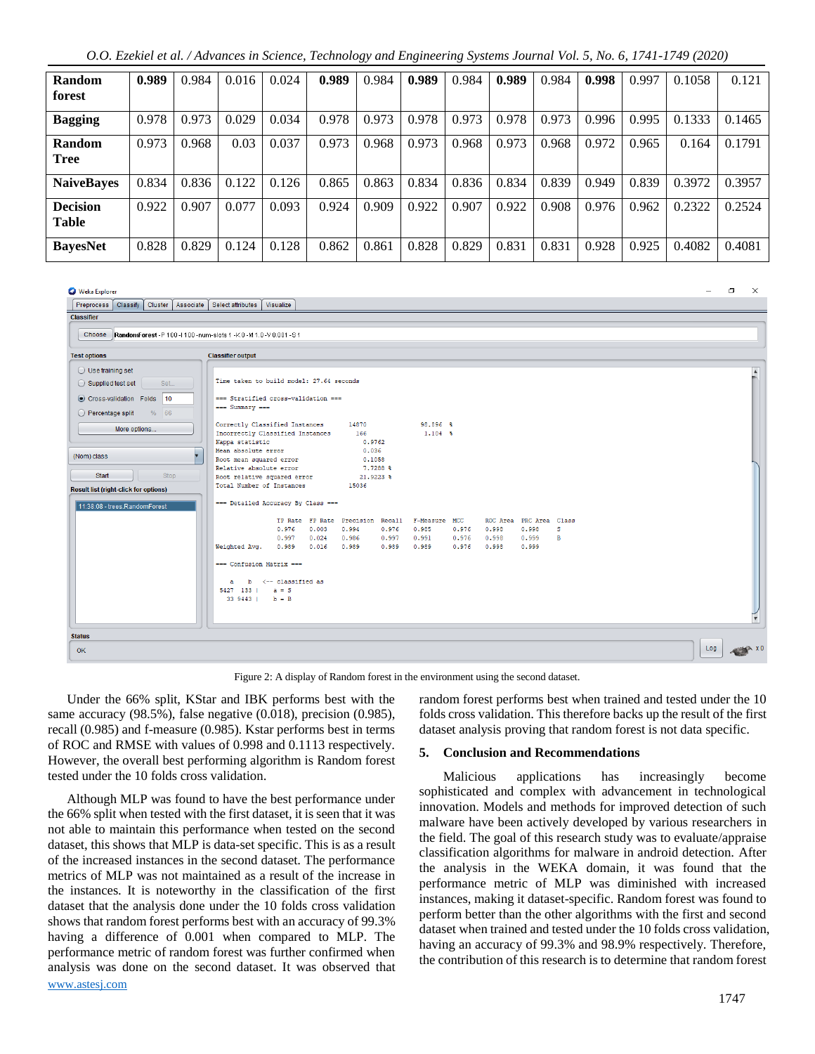| | | | | | | | | | | | | | | |
|---|---|---|---|---|---|---|---|---|---|---|---|---|---|---|
| **Random forest** | **0.989** | 0.984 | 0.016 | 0.024 | **0.989** | 0.984 | **0.989** | 0.984 | **0.989** | 0.984 | **0.998** | 0.997 | 0.1058 | 0.121 |
| **Bagging** | 0.978 | 0.973 | 0.029 | 0.034 | 0.978 | 0.973 | 0.978 | 0.973 | 0.978 | 0.973 | 0.996 | 0.995 | 0.1333 | 0.1465 |
| **Random Tree** | 0.973 | 0.968 | 0.03 | 0.037 | 0.973 | 0.968 | 0.973 | 0.968 | 0.973 | 0.968 | 0.972 | 0.965 | 0.164 | 0.1791 |
| **NaiveBayes** | 0.834 | 0.836 | 0.122 | 0.126 | 0.865 | 0.863 | 0.834 | 0.836 | 0.834 | 0.839 | 0.949 | 0.839 | 0.3972 | 0.3957 |
| **Decision Table** | 0.922 | 0.907 | 0.077 | 0.093 | 0.924 | 0.909 | 0.922 | 0.907 | 0.922 | 0.908 | 0.976 | 0.962 | 0.2322 | 0.2524 |
| **BayesNet** | 0.828 | 0.829 | 0.124 | 0.128 | 0.862 | 0.861 | 0.828 | 0.829 | 0.831 | 0.831 | 0.928 | 0.925 | 0.4082 | 0.4081 |

Figure 2: A display of Random forest in the environment using the second dataset.

Under the 66% split, KStar and IBK performs best with the same accuracy (98.5%), false negative (0.018), precision (0.985), recall (0.985) and f-measure (0.985). Kstar performs best in terms of ROC and RMSE with values of 0.998 and 0.1113 respectively. However, the overall best performing algorithm is Random forest tested under the 10 folds cross validation.

Although MLP was found to have the best performance under the 66% split when tested with the first dataset, it is seen that it was not able to maintain this performance when tested on the second dataset, this shows that MLP is data-set specific. This is as a result of the increased instances in the second dataset. The performance metrics of MLP was not maintained as a result of the increase in the instances. It is noteworthy in the classification of the first dataset that the analysis done under the 10 folds cross validation shows that random forest performs best with an accuracy of 99.3% having a difference of 0.001 when compared to MLP. The performance metric of random forest was further confirmed when analysis was done on the second dataset. It was observed that random forest performs best when trained and tested under the 10 folds cross validation. This therefore backs up the result of the first dataset analysis proving that random forest is not data specific.

## 5. Conclusion and Recommendations

Malicious applications has increasingly become sophisticated and complex with advancement in technological innovation. Models and methods for improved detection of such malware have been actively developed by various researchers in the field. The goal of this research study was to evaluate/appraise classification algorithms for malware in android detection. After the analysis in the WEKA domain, it was found that the performance metric of MLP was diminished with increased instances, making it dataset-specific. Random forest was found to perform better than the other algorithms with the first and second dataset when trained and tested under the 10 folds cross validation, having an accuracy of 99.3% and 98.9% respectively. Therefore, the contribution of this research is to determine that random forest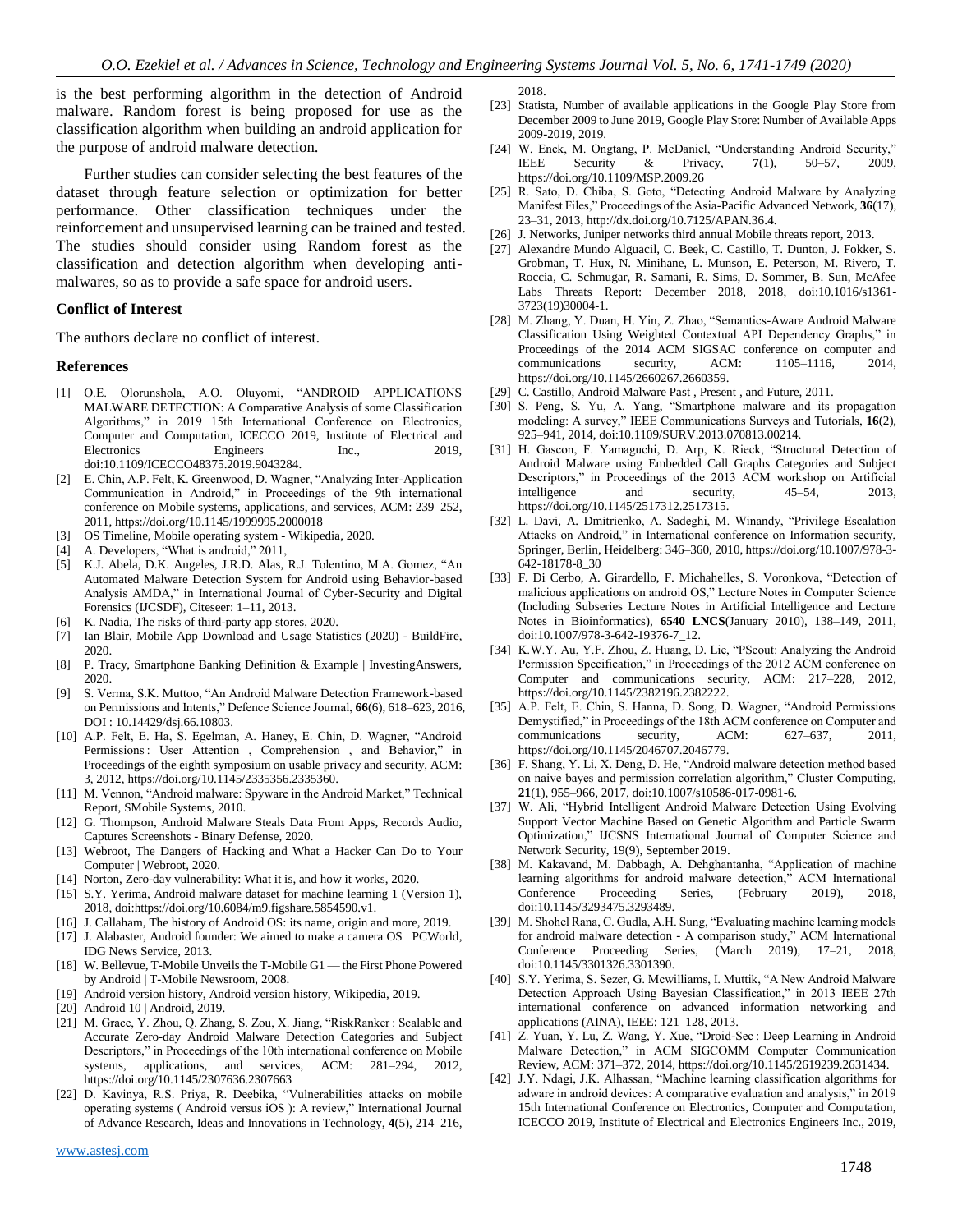is the best performing algorithm in the detection of Android malware. Random forest is being proposed for use as the classification algorithm when building an android application for the purpose of android malware detection.

Further studies can consider selecting the best features of the dataset through feature selection or optimization for better performance. Other classification techniques under the reinforcement and unsupervised learning can be trained and tested. The studies should consider using Random forest as the classification and detection algorithm when developing anti-malwares, so as to provide a safe space for android users.

### Conflict of Interest

The authors declare no conflict of interest.

### References

[1] O.E. Olorunshola, A.O. Oluyomi, "ANDROID APPLICATIONS MALWARE DETECTION: A Comparative Analysis of some Classification Algorithms," in 2019 15th International Conference on Electronics, Computer and Computation, ICECCO 2019, Institute of Electrical and Electronics Engineers Inc., 2019, doi:10.1109/ICECCO48375.2019.9043284.

[2] E. Chin, A.P. Felt, K. Greenwood, D. Wagner, "Analyzing Inter-Application Communication in Android," in Proceedings of the 9th international conference on Mobile systems, applications, and services, ACM: 239–252, 2011, https://doi.org/10.1145/1999995.2000018

[3] OS Timeline, Mobile operating system - Wikipedia, 2020.

[4] A. Developers, "What is android," 2011,

[5] K.J. Abela, D.K. Angeles, J.R.D. Alas, R.J. Tolentino, M.A. Gomez, "An Automated Malware Detection System for Android using Behavior-based Analysis AMDA," in International Journal of Cyber-Security and Digital Forensics (IJCSDF), Citeseer: 1–11, 2013.

[6] K. Nadia, The risks of third-party app stores, 2020.

[7] Ian Blair, Mobile App Download and Usage Statistics (2020) - BuildFire, 2020.

[8] P. Tracy, Smartphone Banking Definition & Example | InvestingAnswers, 2020.

[9] S. Verma, S.K. Muttoo, "An Android Malware Detection Framework-based on Permissions and Intents," Defence Science Journal, **66**(6), 618–623, 2016, DOI : 10.14429/dsj.66.10803.

[10] A.P. Felt, E. Ha, S. Egelman, A. Haney, E. Chin, D. Wagner, "Android Permissions : User Attention , Comprehension , and Behavior," in Proceedings of the eighth symposium on usable privacy and security, ACM: 3, 2012, https://doi.org/10.1145/2335356.2335360.

[11] M. Vennon, "Android malware: Spyware in the Android Market," Technical Report, SMobile Systems, 2010.

[12] G. Thompson, Android Malware Steals Data From Apps, Records Audio, Captures Screenshots - Binary Defense, 2020.

[13] Webroot, The Dangers of Hacking and What a Hacker Can Do to Your Computer | Webroot, 2020.

[14] Norton, Zero-day vulnerability: What it is, and how it works, 2020.

[15] S.Y. Yerima, Android malware dataset for machine learning 1 (Version 1), 2018, doi:https://doi.org/10.6084/m9.figshare.5854590.v1.

[16] J. Callaham, The history of Android OS: its name, origin and more, 2019.

[17] J. Alabaster, Android founder: We aimed to make a camera OS | PCWorld, IDG News Service, 2013.

[18] W. Bellevue, T-Mobile Unveils the T-Mobile G1 — the First Phone Powered by Android | T-Mobile Newsroom, 2008.

[19] Android version history, Android version history, Wikipedia, 2019.

[20] Android 10 | Android, 2019.

[21] M. Grace, Y. Zhou, Q. Zhang, S. Zou, X. Jiang, "RiskRanker : Scalable and Accurate Zero-day Android Malware Detection Categories and Subject Descriptors," in Proceedings of the 10th international conference on Mobile systems, applications, and services, ACM: 281–294, 2012, https://doi.org/10.1145/2307636.2307663

[22] D. Kavinya, R.S. Priya, R. Deebika, "Vulnerabilities attacks on mobile operating systems ( Android versus iOS ): A review," International Journal of Advance Research, Ideas and Innovations in Technology, **4**(5), 214–216, 2018.

[23] Statista, Number of available applications in the Google Play Store from December 2009 to June 2019, Google Play Store: Number of Available Apps 2009-2019, 2019.

[24] W. Enck, M. Ongtang, P. McDaniel, "Understanding Android Security," IEEE Security & Privacy, **7**(1), 50–57, 2009, https://doi.org/10.1109/MSP.2009.26

[25] R. Sato, D. Chiba, S. Goto, "Detecting Android Malware by Analyzing Manifest Files," Proceedings of the Asia-Pacific Advanced Network, **36**(17), 23–31, 2013, http://dx.doi.org/10.7125/APAN.36.4.

[26] J. Networks, Juniper networks third annual Mobile threats report, 2013.

[27] Alexandre Mundo Alguacil, C. Beek, C. Castillo, T. Dunton, J. Fokker, S. Grobman, T. Hux, N. Minihane, L. Munson, E. Peterson, M. Rivero, T. Roccia, C. Schmugar, R. Samani, R. Sims, D. Sommer, B. Sun, McAfee Labs Threats Report: December 2018, 2018, doi:10.1016/s1361-3723(19)30004-1.

[28] M. Zhang, Y. Duan, H. Yin, Z. Zhao, "Semantics-Aware Android Malware Classification Using Weighted Contextual API Dependency Graphs," in Proceedings of the 2014 ACM SIGSAC conference on computer and communications security, ACM: 1105–1116, 2014, https://doi.org/10.1145/2660267.2660359.

[29] C. Castillo, Android Malware Past , Present , and Future, 2011.

[30] S. Peng, S. Yu, A. Yang, "Smartphone malware and its propagation modeling: A survey," IEEE Communications Surveys and Tutorials, **16**(2), 925–941, 2014, doi:10.1109/SURV.2013.070813.00214.

[31] H. Gascon, F. Yamaguchi, D. Arp, K. Rieck, "Structural Detection of Android Malware using Embedded Call Graphs Categories and Subject Descriptors," in Proceedings of the 2013 ACM workshop on Artificial intelligence and security, 45–54, 2013, https://doi.org/10.1145/2517312.2517315.

[32] L. Davi, A. Dmitrienko, A. Sadeghi, M. Winandy, "Privilege Escalation Attacks on Android," in International conference on Information security, Springer, Berlin, Heidelberg: 346–360, 2010, https://doi.org/10.1007/978-3-642-18178-8_30

[33] F. Di Cerbo, A. Girardello, F. Michahelles, S. Voronkova, "Detection of malicious applications on android OS," Lecture Notes in Computer Science (Including Subseries Lecture Notes in Artificial Intelligence and Lecture Notes in Bioinformatics), **6540 LNCS**(January 2010), 138–149, 2011, doi:10.1007/978-3-642-19376-7_12.

[34] K.W.Y. Au, Y.F. Zhou, Z. Huang, D. Lie, "PScout: Analyzing the Android Permission Specification," in Proceedings of the 2012 ACM conference on Computer and communications security, ACM: 217–228, 2012, https://doi.org/10.1145/2382196.2382222.

[35] A.P. Felt, E. Chin, S. Hanna, D. Song, D. Wagner, "Android Permissions Demystified," in Proceedings of the 18th ACM conference on Computer and communications security, ACM: 627–637, 2011, https://doi.org/10.1145/2046707.2046779.

[36] F. Shang, Y. Li, X. Deng, D. He, "Android malware detection method based on naive bayes and permission correlation algorithm," Cluster Computing, **21**(1), 955–966, 2017, doi:10.1007/s10586-017-0981-6.

[37] W. Ali, "Hybrid Intelligent Android Malware Detection Using Evolving Support Vector Machine Based on Genetic Algorithm and Particle Swarm Optimization," IJCSNS International Journal of Computer Science and Network Security, 19(9), September 2019.

[38] M. Kakavand, M. Dabbagh, A. Dehghantanha, "Application of machine learning algorithms for android malware detection," ACM International Conference Proceeding Series, (February 2019), 2018, doi:10.1145/3293475.3293489.

[39] M. Shohel Rana, C. Gudla, A.H. Sung, "Evaluating machine learning models for android malware detection - A comparison study," ACM International Conference Proceeding Series, (March 2019), 17–21, 2018, doi:10.1145/3301326.3301390.

[40] S.Y. Yerima, S. Sezer, G. Mcwilliams, I. Muttik, "A New Android Malware Detection Approach Using Bayesian Classification," in 2013 IEEE 27th international conference on advanced information networking and applications (AINA), IEEE: 121–128, 2013.

[41] Z. Yuan, Y. Lu, Z. Wang, Y. Xue, "Droid-Sec : Deep Learning in Android Malware Detection," in ACM SIGCOMM Computer Communication Review, ACM: 371–372, 2014, https://doi.org/10.1145/2619239.2631434.

[42] J.Y. Ndagi, J.K. Alhassan, "Machine learning classification algorithms for adware in android devices: A comparative evaluation and analysis," in 2019 15th International Conference on Electronics, Computer and Computation, ICECCO 2019, Institute of Electrical and Electronics Engineers Inc., 2019,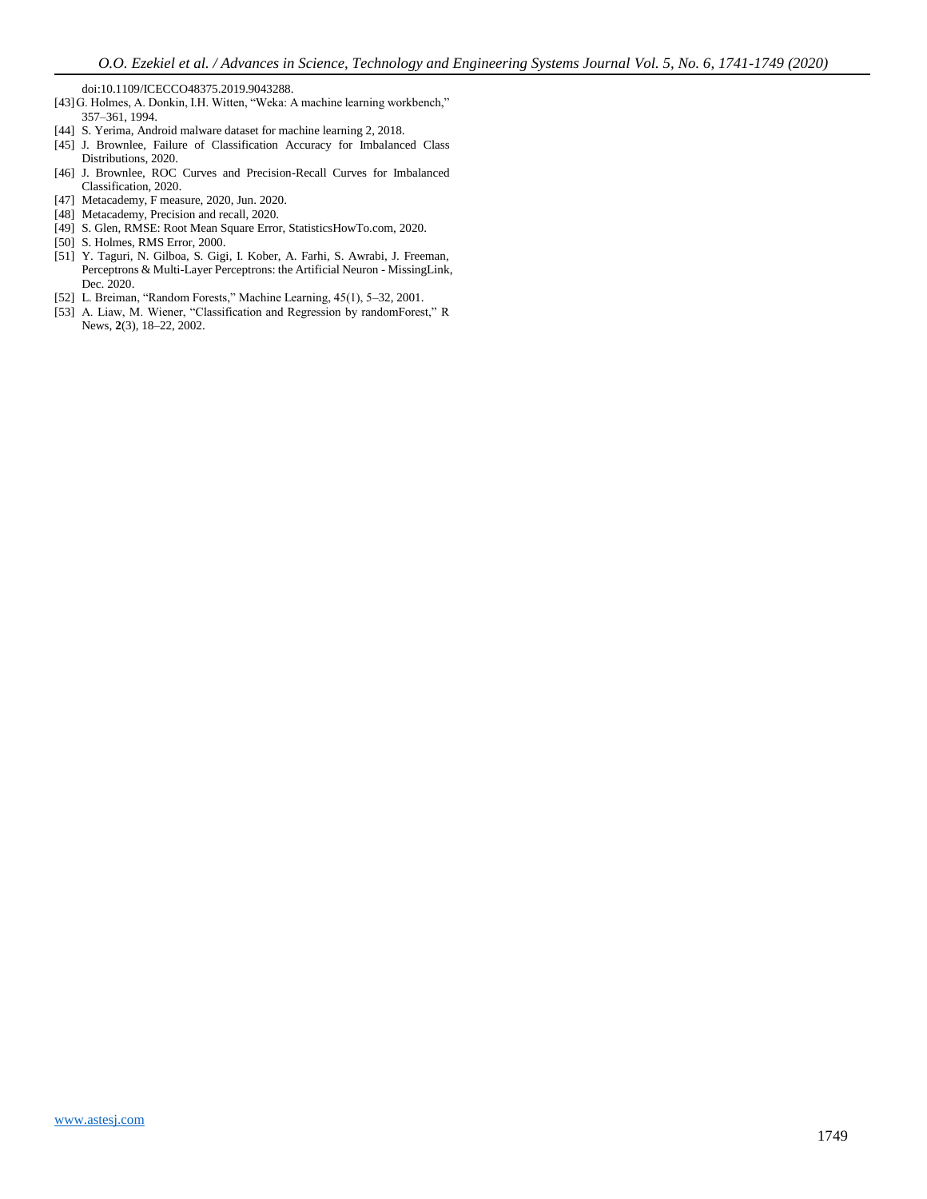doi:10.1109/ICECCO48375.2019.9043288.

[43] G. Holmes, A. Donkin, I.H. Witten, “Weka: A machine learning workbench,” 357–361, 1994.

[44] S. Yerima, Android malware dataset for machine learning 2, 2018.

[45] J. Brownlee, Failure of Classification Accuracy for Imbalanced Class Distributions, 2020.

[46] J. Brownlee, ROC Curves and Precision-Recall Curves for Imbalanced Classification, 2020.

[47] Metacademy, F measure, 2020, Jun. 2020.

[48] Metacademy, Precision and recall, 2020.

[49] S. Glen, RMSE: Root Mean Square Error, StatisticsHowTo.com, 2020.

[50] S. Holmes, RMS Error, 2000.

[51] Y. Taguri, N. Gilboa, S. Gigi, I. Kober, A. Farhi, S. Awrabi, J. Freeman, Perceptrons & Multi-Layer Perceptrons: the Artificial Neuron - MissingLink, Dec. 2020.

[52] L. Breiman, “Random Forests,” Machine Learning, 45(1), 5–32, 2001.

[53] A. Liaw, M. Wiener, “Classification and Regression by randomForest,” R News, **2**(3), 18–22, 2002.